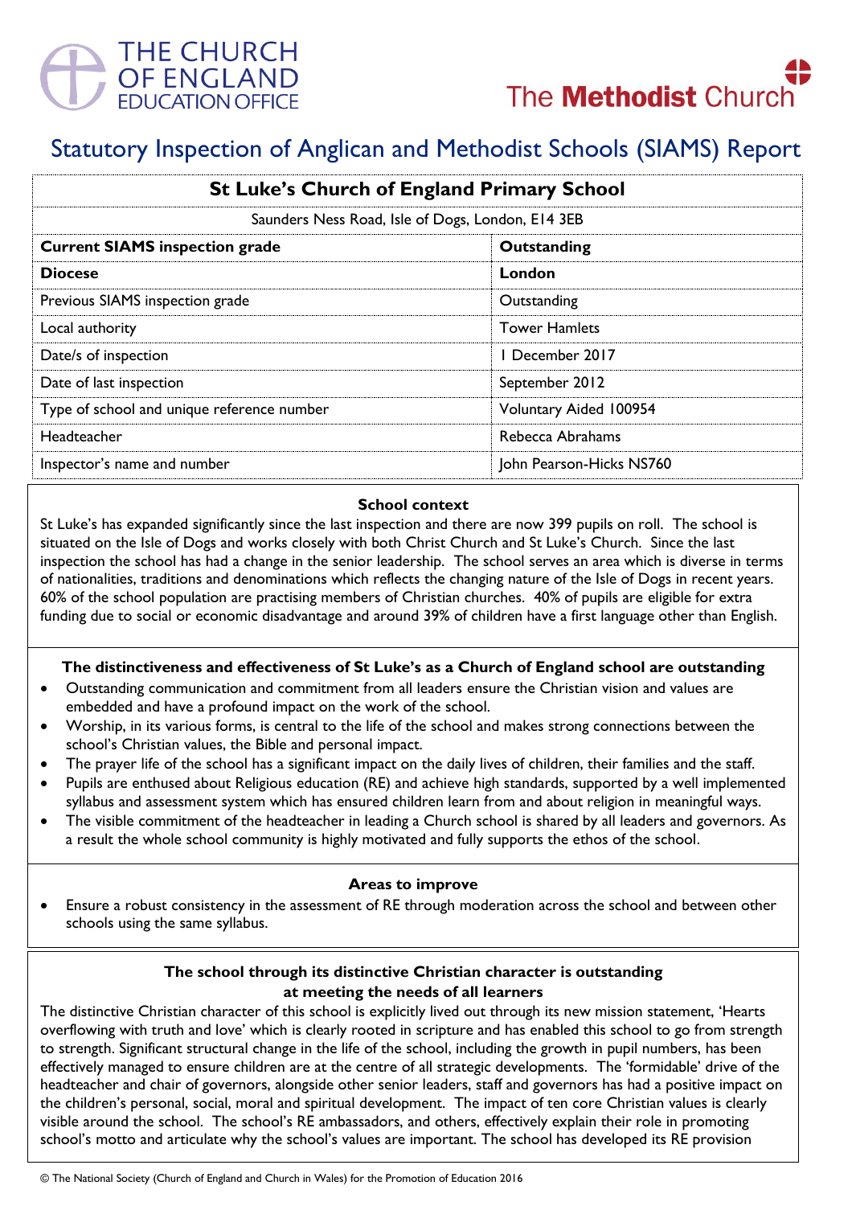THE CHURCH OF ENGLAND EDUCATION OFFICE

The Methodist Church

# Statutory Inspection of Anglican and Methodist Schools (SIAMS) Report

| St Luke's Church of England Primary School | |
|---|---|
| Saunders Ness Road, Isle of Dogs, London, E14 3EB | |
| **Current SIAMS inspection grade** | **Outstanding** |
| **Diocese** | **London** |
| Previous SIAMS inspection grade | Outstanding |
| Local authority | Tower Hamlets |
| Date/s of inspection | 1 December 2017 |
| Date of last inspection | September 2012 |
| Type of school and unique reference number | Voluntary Aided 100954 |
| Headteacher | Rebecca Abrahams |
| Inspector's name and number | John Pearson-Hicks NS760 |

### School context

St Luke's has expanded significantly since the last inspection and there are now 399 pupils on roll. The school is situated on the Isle of Dogs and works closely with both Christ Church and St Luke's Church. Since the last inspection the school has had a change in the senior leadership. The school serves an area which is diverse in terms of nationalities, traditions and denominations which reflects the changing nature of the Isle of Dogs in recent years. 60% of the school population are practising members of Christian churches. 40% of pupils are eligible for extra funding due to social or economic disadvantage and around 39% of children have a first language other than English.

### The distinctiveness and effectiveness of St Luke's as a Church of England school are outstanding

- Outstanding communication and commitment from all leaders ensure the Christian vision and values are embedded and have a profound impact on the work of the school.
- Worship, in its various forms, is central to the life of the school and makes strong connections between the school's Christian values, the Bible and personal impact.
- The prayer life of the school has a significant impact on the daily lives of children, their families and the staff.
- Pupils are enthused about Religious education (RE) and achieve high standards, supported by a well implemented syllabus and assessment system which has ensured children learn from and about religion in meaningful ways.
- The visible commitment of the headteacher in leading a Church school is shared by all leaders and governors. As a result the whole school community is highly motivated and fully supports the ethos of the school.

### Areas to improve

- Ensure a robust consistency in the assessment of RE through moderation across the school and between other schools using the same syllabus.

### The school through its distinctive Christian character is outstanding at meeting the needs of all learners

The distinctive Christian character of this school is explicitly lived out through its new mission statement, 'Hearts overflowing with truth and love' which is clearly rooted in scripture and has enabled this school to go from strength to strength. Significant structural change in the life of the school, including the growth in pupil numbers, has been effectively managed to ensure children are at the centre of all strategic developments. The 'formidable' drive of the headteacher and chair of governors, alongside other senior leaders, staff and governors has had a positive impact on the children's personal, social, moral and spiritual development. The impact of ten core Christian values is clearly visible around the school. The school's RE ambassadors, and others, effectively explain their role in promoting school's motto and articulate why the school's values are important. The school has developed its RE provision

© The National Society (Church of England and Church in Wales) for the Promotion of Education 2016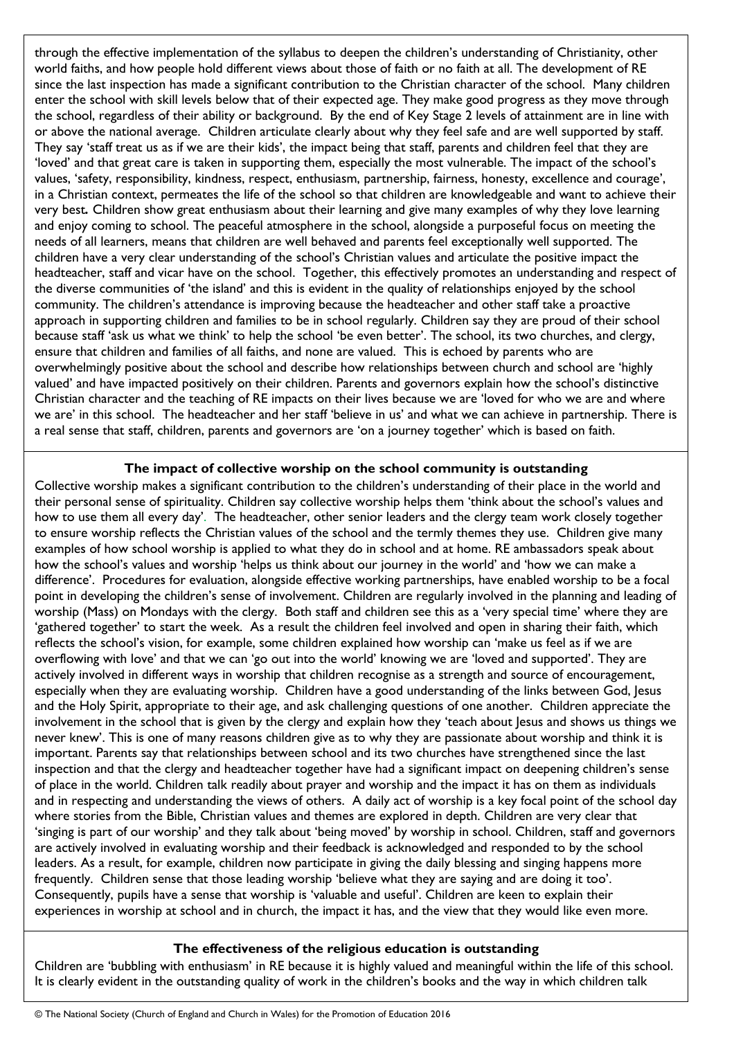through the effective implementation of the syllabus to deepen the children's understanding of Christianity, other world faiths, and how people hold different views about those of faith or no faith at all. The development of RE since the last inspection has made a significant contribution to the Christian character of the school. Many children enter the school with skill levels below that of their expected age. They make good progress as they move through the school, regardless of their ability or background. By the end of Key Stage 2 levels of attainment are in line with or above the national average. Children articulate clearly about why they feel safe and are well supported by staff. They say 'staff treat us as if we are their kids', the impact being that staff, parents and children feel that they are 'loved' and that great care is taken in supporting them, especially the most vulnerable. The impact of the school's values, 'safety, responsibility, kindness, respect, enthusiasm, partnership, fairness, honesty, excellence and courage', in a Christian context, permeates the life of the school so that children are knowledgeable and want to achieve their very best. Children show great enthusiasm about their learning and give many examples of why they love learning and enjoy coming to school. The peaceful atmosphere in the school, alongside a purposeful focus on meeting the needs of all learners, means that children are well behaved and parents feel exceptionally well supported. The children have a very clear understanding of the school's Christian values and articulate the positive impact the headteacher, staff and vicar have on the school. Together, this effectively promotes an understanding and respect of the diverse communities of 'the island' and this is evident in the quality of relationships enjoyed by the school community. The children's attendance is improving because the headteacher and other staff take a proactive approach in supporting children and families to be in school regularly. Children say they are proud of their school because staff 'ask us what we think' to help the school 'be even better'. The school, its two churches, and clergy, ensure that children and families of all faiths, and none are valued. This is echoed by parents who are overwhelmingly positive about the school and describe how relationships between church and school are 'highly valued' and have impacted positively on their children. Parents and governors explain how the school's distinctive Christian character and the teaching of RE impacts on their lives because we are 'loved for who we are and where we are' in this school. The headteacher and her staff 'believe in us' and what we can achieve in partnership. There is a real sense that staff, children, parents and governors are 'on a journey together' which is based on faith.

**The impact of collective worship on the school community is outstanding**

Collective worship makes a significant contribution to the children's understanding of their place in the world and their personal sense of spirituality. Children say collective worship helps them 'think about the school's values and how to use them all every day'. The headteacher, other senior leaders and the clergy team work closely together to ensure worship reflects the Christian values of the school and the termly themes they use. Children give many examples of how school worship is applied to what they do in school and at home. RE ambassadors speak about how the school's values and worship 'helps us think about our journey in the world' and 'how we can make a difference'. Procedures for evaluation, alongside effective working partnerships, have enabled worship to be a focal point in developing the children's sense of involvement. Children are regularly involved in the planning and leading of worship (Mass) on Mondays with the clergy. Both staff and children see this as a 'very special time' where they are 'gathered together' to start the week. As a result the children feel involved and open in sharing their faith, which reflects the school's vision, for example, some children explained how worship can 'make us feel as if we are overflowing with love' and that we can 'go out into the world' knowing we are 'loved and supported'. They are actively involved in different ways in worship that children recognise as a strength and source of encouragement, especially when they are evaluating worship. Children have a good understanding of the links between God, Jesus and the Holy Spirit, appropriate to their age, and ask challenging questions of one another. Children appreciate the involvement in the school that is given by the clergy and explain how they 'teach about Jesus and shows us things we never knew'. This is one of many reasons children give as to why they are passionate about worship and think it is important. Parents say that relationships between school and its two churches have strengthened since the last inspection and that the clergy and headteacher together have had a significant impact on deepening children's sense of place in the world. Children talk readily about prayer and worship and the impact it has on them as individuals and in respecting and understanding the views of others. A daily act of worship is a key focal point of the school day where stories from the Bible, Christian values and themes are explored in depth. Children are very clear that 'singing is part of our worship' and they talk about 'being moved' by worship in school. Children, staff and governors are actively involved in evaluating worship and their feedback is acknowledged and responded to by the school leaders. As a result, for example, children now participate in giving the daily blessing and singing happens more frequently. Children sense that those leading worship 'believe what they are saying and are doing it too'. Consequently, pupils have a sense that worship is 'valuable and useful'. Children are keen to explain their experiences in worship at school and in church, the impact it has, and the view that they would like even more.

**The effectiveness of the religious education is outstanding**

Children are 'bubbling with enthusiasm' in RE because it is highly valued and meaningful within the life of this school. It is clearly evident in the outstanding quality of work in the children's books and the way in which children talk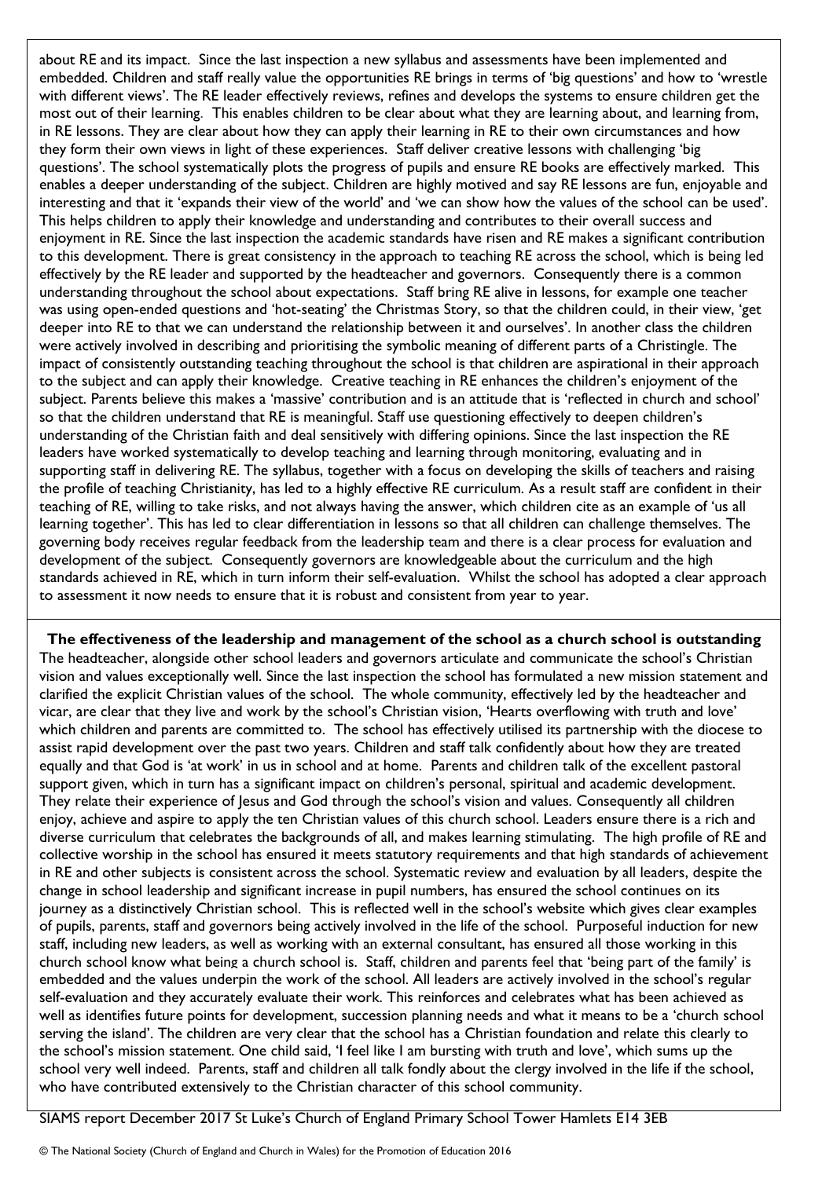about RE and its impact. Since the last inspection a new syllabus and assessments have been implemented and embedded. Children and staff really value the opportunities RE brings in terms of 'big questions' and how to 'wrestle with different views'. The RE leader effectively reviews, refines and develops the systems to ensure children get the most out of their learning. This enables children to be clear about what they are learning about, and learning from, in RE lessons. They are clear about how they can apply their learning in RE to their own circumstances and how they form their own views in light of these experiences. Staff deliver creative lessons with challenging 'big questions'. The school systematically plots the progress of pupils and ensure RE books are effectively marked. This enables a deeper understanding of the subject. Children are highly motived and say RE lessons are fun, enjoyable and interesting and that it 'expands their view of the world' and 'we can show how the values of the school can be used'. This helps children to apply their knowledge and understanding and contributes to their overall success and enjoyment in RE. Since the last inspection the academic standards have risen and RE makes a significant contribution to this development. There is great consistency in the approach to teaching RE across the school, which is being led effectively by the RE leader and supported by the headteacher and governors. Consequently there is a common understanding throughout the school about expectations. Staff bring RE alive in lessons, for example one teacher was using open-ended questions and 'hot-seating' the Christmas Story, so that the children could, in their view, 'get deeper into RE to that we can understand the relationship between it and ourselves'. In another class the children were actively involved in describing and prioritising the symbolic meaning of different parts of a Christingle. The impact of consistently outstanding teaching throughout the school is that children are aspirational in their approach to the subject and can apply their knowledge. Creative teaching in RE enhances the children's enjoyment of the subject. Parents believe this makes a 'massive' contribution and is an attitude that is 'reflected in church and school' so that the children understand that RE is meaningful. Staff use questioning effectively to deepen children's understanding of the Christian faith and deal sensitively with differing opinions. Since the last inspection the RE leaders have worked systematically to develop teaching and learning through monitoring, evaluating and in supporting staff in delivering RE. The syllabus, together with a focus on developing the skills of teachers and raising the profile of teaching Christianity, has led to a highly effective RE curriculum. As a result staff are confident in their teaching of RE, willing to take risks, and not always having the answer, which children cite as an example of 'us all learning together'. This has led to clear differentiation in lessons so that all children can challenge themselves. The governing body receives regular feedback from the leadership team and there is a clear process for evaluation and development of the subject. Consequently governors are knowledgeable about the curriculum and the high standards achieved in RE, which in turn inform their self-evaluation. Whilst the school has adopted a clear approach to assessment it now needs to ensure that it is robust and consistent from year to year.

**The effectiveness of the leadership and management of the school as a church school is outstanding**

The headteacher, alongside other school leaders and governors articulate and communicate the school's Christian vision and values exceptionally well. Since the last inspection the school has formulated a new mission statement and clarified the explicit Christian values of the school. The whole community, effectively led by the headteacher and vicar, are clear that they live and work by the school's Christian vision, 'Hearts overflowing with truth and love' which children and parents are committed to. The school has effectively utilised its partnership with the diocese to assist rapid development over the past two years. Children and staff talk confidently about how they are treated equally and that God is 'at work' in us in school and at home. Parents and children talk of the excellent pastoral support given, which in turn has a significant impact on children's personal, spiritual and academic development. They relate their experience of Jesus and God through the school's vision and values. Consequently all children enjoy, achieve and aspire to apply the ten Christian values of this church school. Leaders ensure there is a rich and diverse curriculum that celebrates the backgrounds of all, and makes learning stimulating. The high profile of RE and collective worship in the school has ensured it meets statutory requirements and that high standards of achievement in RE and other subjects is consistent across the school. Systematic review and evaluation by all leaders, despite the change in school leadership and significant increase in pupil numbers, has ensured the school continues on its journey as a distinctively Christian school. This is reflected well in the school's website which gives clear examples of pupils, parents, staff and governors being actively involved in the life of the school. Purposeful induction for new staff, including new leaders, as well as working with an external consultant, has ensured all those working in this church school know what being a church school is. Staff, children and parents feel that 'being part of the family' is embedded and the values underpin the work of the school. All leaders are actively involved in the school's regular self-evaluation and they accurately evaluate their work. This reinforces and celebrates what has been achieved as well as identifies future points for development, succession planning needs and what it means to be a 'church school serving the island'. The children are very clear that the school has a Christian foundation and relate this clearly to the school's mission statement. One child said, 'I feel like I am bursting with truth and love', which sums up the school very well indeed. Parents, staff and children all talk fondly about the clergy involved in the life if the school, who have contributed extensively to the Christian character of this school community.

SIAMS report December 2017 St Luke's Church of England Primary School Tower Hamlets E14 3EB